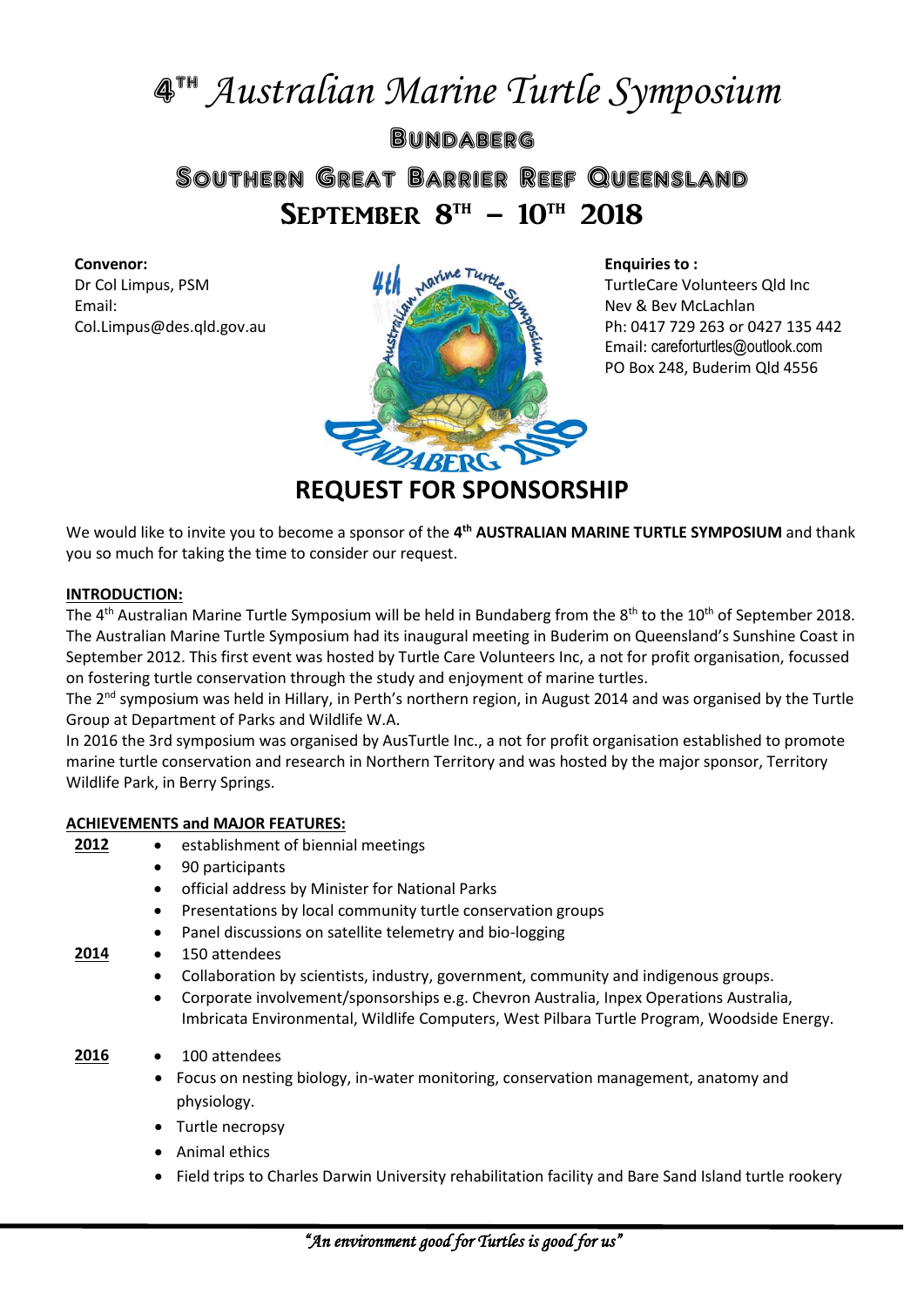# 4TH *Australian Marine Turtle Symposium*

## Bundaberg

## Southern Great Barrier Reef Queensland

## September 8TH – 10TH 2018

**Convenor:**
Dr Col Limpus, PSM
Email:
Col.Limpus@des.qld.gov.au

**Enquiries to :**
TurtleCare Volunteers Qld Inc
Nev & Bev McLachlan
Ph: 0417 729 263 or 0427 135 442
Email: careforturtles@outlook.com
PO Box 248, Buderim Qld 4556

## REQUEST FOR SPONSORSHIP

We would like to invite you to become a sponsor of the **4th AUSTRALIAN MARINE TURTLE SYMPOSIUM** and thank you so much for taking the time to consider our request.

**INTRODUCTION:**

The 4th Australian Marine Turtle Symposium will be held in Bundaberg from the 8th to the 10th of September 2018. The Australian Marine Turtle Symposium had its inaugural meeting in Buderim on Queensland's Sunshine Coast in September 2012. This first event was hosted by Turtle Care Volunteers Inc, a not for profit organisation, focussed on fostering turtle conservation through the study and enjoyment of marine turtles.

The 2nd symposium was held in Hillary, in Perth's northern region, in August 2014 and was organised by the Turtle Group at Department of Parks and Wildlife W.A.

In 2016 the 3rd symposium was organised by AusTurtle Inc., a not for profit organisation established to promote marine turtle conservation and research in Northern Territory and was hosted by the major sponsor, Territory Wildlife Park, in Berry Springs.

**ACHIEVEMENTS and MAJOR FEATURES:**

**2012**
- establishment of biennial meetings
- 90 participants
- official address by Minister for National Parks
- Presentations by local community turtle conservation groups
- Panel discussions on satellite telemetry and bio-logging

**2014**
- 150 attendees
- Collaboration by scientists, industry, government, community and indigenous groups.
- Corporate involvement/sponsorships e.g. Chevron Australia, Inpex Operations Australia, Imbricata Environmental, Wildlife Computers, West Pilbara Turtle Program, Woodside Energy.

**2016**
- 100 attendees
- Focus on nesting biology, in-water monitoring, conservation management, anatomy and physiology.
- Turtle necropsy
- Animal ethics
- Field trips to Charles Darwin University rehabilitation facility and Bare Sand Island turtle rookery

*"An environment good for Turtles is good for us"*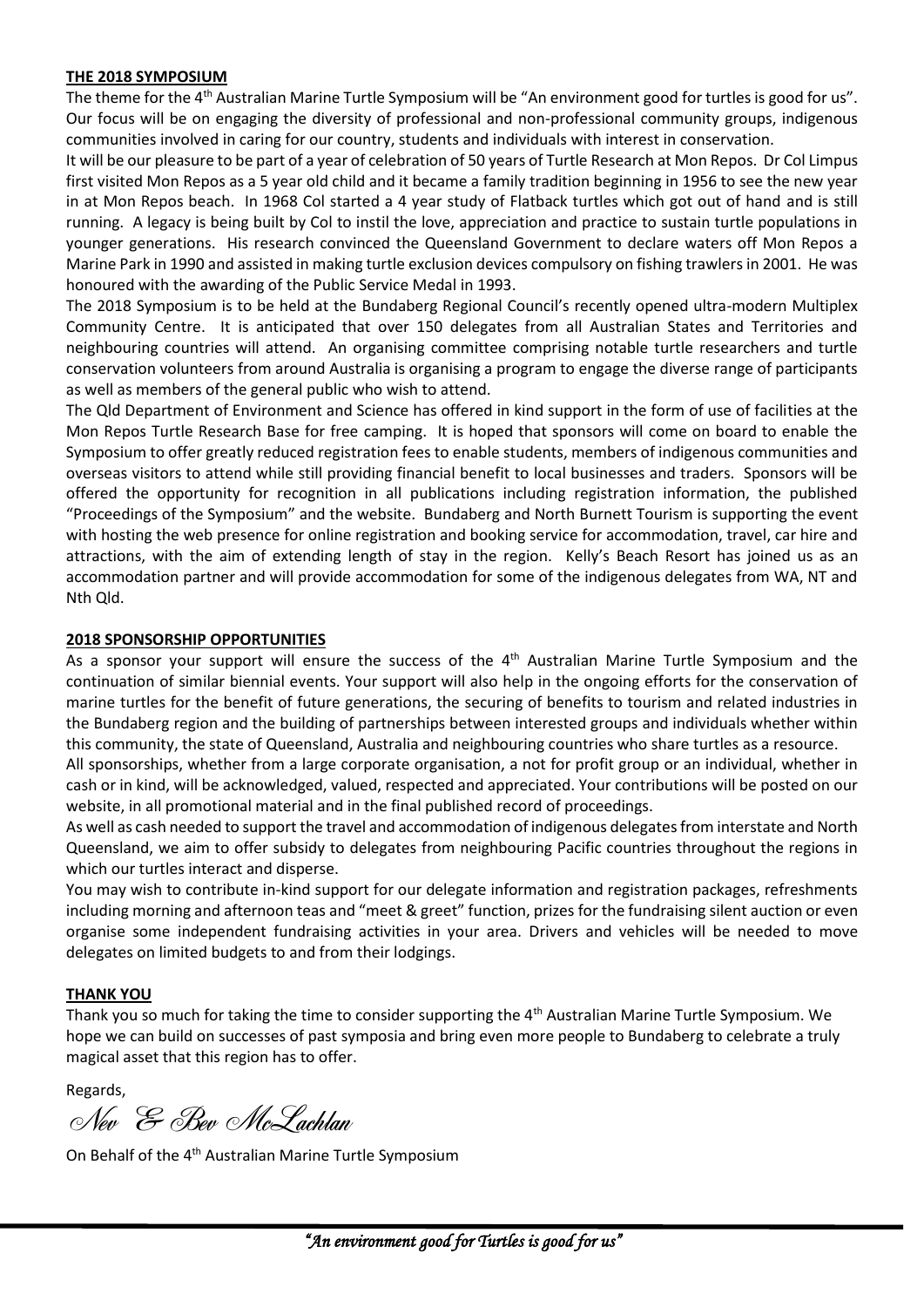## THE 2018 SYMPOSIUM

The theme for the 4th Australian Marine Turtle Symposium will be "An environment good for turtles is good for us". Our focus will be on engaging the diversity of professional and non-professional community groups, indigenous communities involved in caring for our country, students and individuals with interest in conservation.

It will be our pleasure to be part of a year of celebration of 50 years of Turtle Research at Mon Repos. Dr Col Limpus first visited Mon Repos as a 5 year old child and it became a family tradition beginning in 1956 to see the new year in at Mon Repos beach. In 1968 Col started a 4 year study of Flatback turtles which got out of hand and is still running. A legacy is being built by Col to instil the love, appreciation and practice to sustain turtle populations in younger generations. His research convinced the Queensland Government to declare waters off Mon Repos a Marine Park in 1990 and assisted in making turtle exclusion devices compulsory on fishing trawlers in 2001. He was honoured with the awarding of the Public Service Medal in 1993.

The 2018 Symposium is to be held at the Bundaberg Regional Council's recently opened ultra-modern Multiplex Community Centre. It is anticipated that over 150 delegates from all Australian States and Territories and neighbouring countries will attend. An organising committee comprising notable turtle researchers and turtle conservation volunteers from around Australia is organising a program to engage the diverse range of participants as well as members of the general public who wish to attend.

The Qld Department of Environment and Science has offered in kind support in the form of use of facilities at the Mon Repos Turtle Research Base for free camping. It is hoped that sponsors will come on board to enable the Symposium to offer greatly reduced registration fees to enable students, members of indigenous communities and overseas visitors to attend while still providing financial benefit to local businesses and traders. Sponsors will be offered the opportunity for recognition in all publications including registration information, the published "Proceedings of the Symposium" and the website. Bundaberg and North Burnett Tourism is supporting the event with hosting the web presence for online registration and booking service for accommodation, travel, car hire and attractions, with the aim of extending length of stay in the region. Kelly's Beach Resort has joined us as an accommodation partner and will provide accommodation for some of the indigenous delegates from WA, NT and Nth Qld.

## 2018 SPONSORSHIP OPPORTUNITIES

As a sponsor your support will ensure the success of the 4th Australian Marine Turtle Symposium and the continuation of similar biennial events. Your support will also help in the ongoing efforts for the conservation of marine turtles for the benefit of future generations, the securing of benefits to tourism and related industries in the Bundaberg region and the building of partnerships between interested groups and individuals whether within this community, the state of Queensland, Australia and neighbouring countries who share turtles as a resource.

All sponsorships, whether from a large corporate organisation, a not for profit group or an individual, whether in cash or in kind, will be acknowledged, valued, respected and appreciated. Your contributions will be posted on our website, in all promotional material and in the final published record of proceedings.

As well as cash needed to support the travel and accommodation of indigenous delegates from interstate and North Queensland, we aim to offer subsidy to delegates from neighbouring Pacific countries throughout the regions in which our turtles interact and disperse.

You may wish to contribute in-kind support for our delegate information and registration packages, refreshments including morning and afternoon teas and "meet & greet" function, prizes for the fundraising silent auction or even organise some independent fundraising activities in your area. Drivers and vehicles will be needed to move delegates on limited budgets to and from their lodgings.

## THANK YOU

Thank you so much for taking the time to consider supporting the 4th Australian Marine Turtle Symposium. We hope we can build on successes of past symposia and bring even more people to Bundaberg to celebrate a truly magical asset that this region has to offer.

Regards,

*Nev & Bev McLachlan*

On Behalf of the 4th Australian Marine Turtle Symposium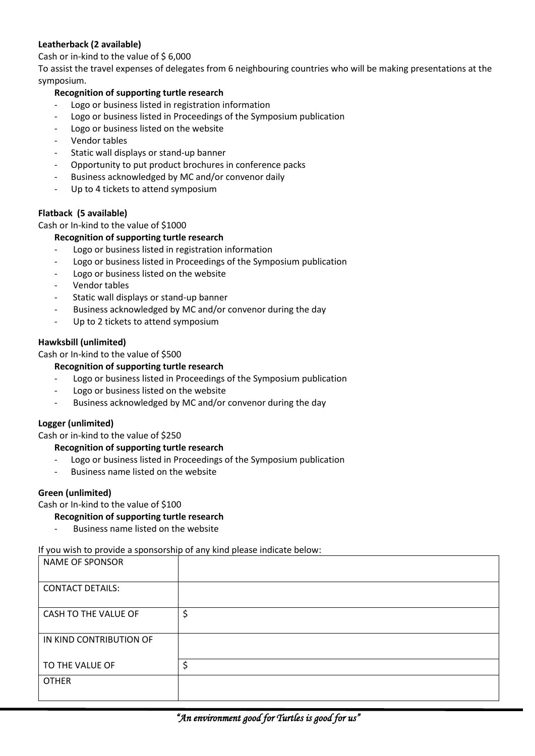**Leatherback (2 available)**

Cash or in-kind to the value of $ 6,000

To assist the travel expenses of delegates from 6 neighbouring countries who will be making presentations at the symposium.

**Recognition of supporting turtle research**

- Logo or business listed in registration information
- Logo or business listed in Proceedings of the Symposium publication
- Logo or business listed on the website
- Vendor tables
- Static wall displays or stand-up banner
- Opportunity to put product brochures in conference packs
- Business acknowledged by MC and/or convenor daily
- Up to 4 tickets to attend symposium

**Flatback (5 available)**

Cash or In-kind to the value of $1000

**Recognition of supporting turtle research**

- Logo or business listed in registration information
- Logo or business listed in Proceedings of the Symposium publication
- Logo or business listed on the website
- Vendor tables
- Static wall displays or stand-up banner
- Business acknowledged by MC and/or convenor during the day
- Up to 2 tickets to attend symposium

**Hawksbill (unlimited)**

Cash or In-kind to the value of $500

**Recognition of supporting turtle research**

- Logo or business listed in Proceedings of the Symposium publication
- Logo or business listed on the website
- Business acknowledged by MC and/or convenor during the day

**Logger (unlimited)**

Cash or in-kind to the value of $250

**Recognition of supporting turtle research**

- Logo or business listed in Proceedings of the Symposium publication
- Business name listed on the website

**Green (unlimited)**

Cash or In-kind to the value of $100

**Recognition of supporting turtle research**

- Business name listed on the website

If you wish to provide a sponsorship of any kind please indicate below:

| | |
|---|---|
| NAME OF SPONSOR | |
| CONTACT DETAILS: | |
| CASH TO THE VALUE OF | $ |
| IN KIND CONTRIBUTION OF | |
| TO THE VALUE OF | $ |
| OTHER | |

*"An environment good for Turtles is good for us"*